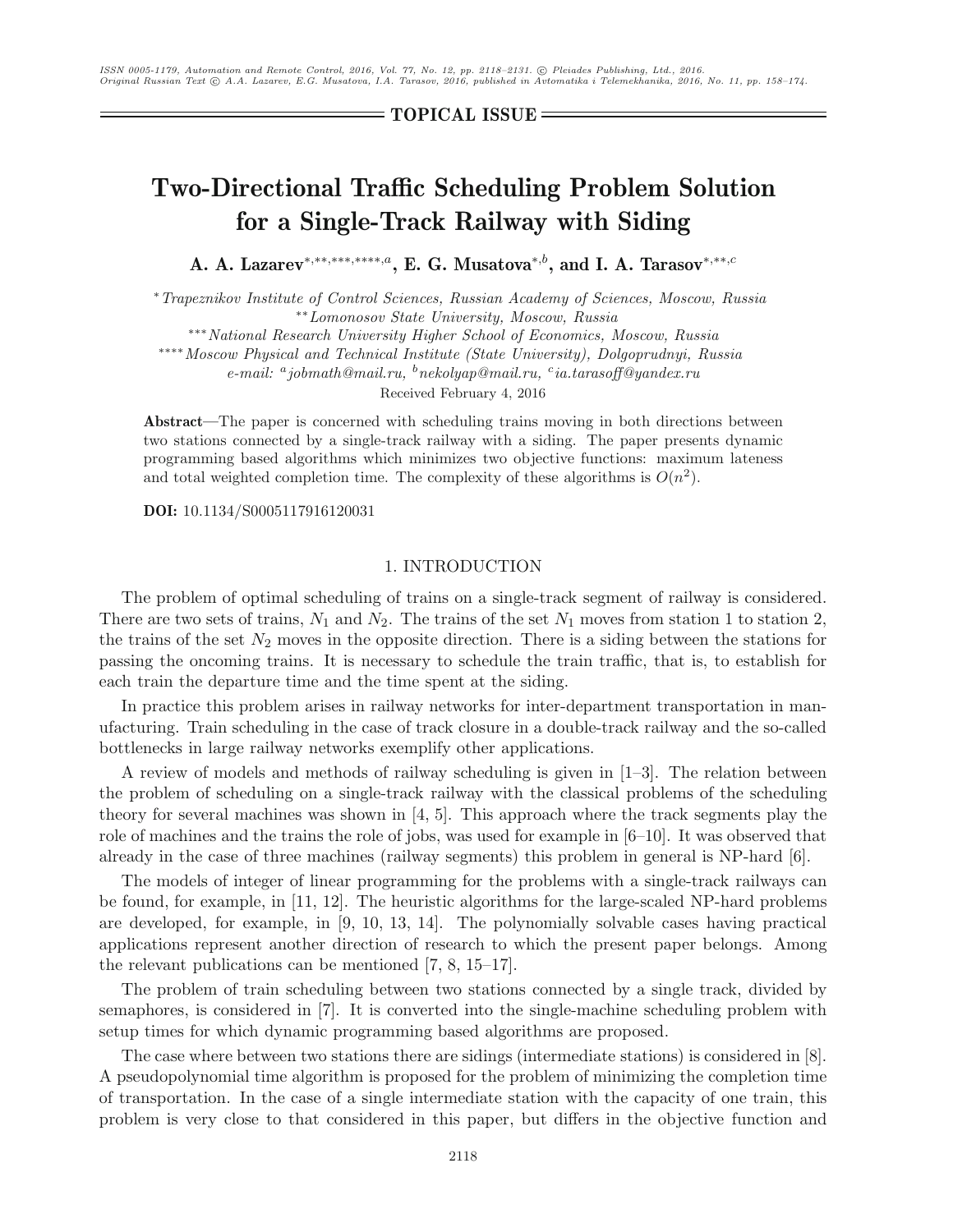TOPICAL ISSUE

# Two-Directional Traffic Scheduling Problem Solution for a Single-Track Railway with Siding

**A. A. Lazarev**[\*,\*\*,\*\*\*,\*\*\*\*,a], **E. G. Musatova**[\*,b], **and I. A. Tarasov**[\*,\*\*,c]

[\*] *Trapeznikov Institute of Control Sciences, Russian Academy of Sciences, Moscow, Russia*

[\*\*] *Lomonosov State University, Moscow, Russia*

[\*\*\*] *National Research University Higher School of Economics, Moscow, Russia*

[\*\*\*\*] *Moscow Physical and Technical Institute (State University), Dolgoprudnyi, Russia*

*e-mail:* [a]*jobmath@mail.ru,* [b]*nekolyap@mail.ru,* [c]*ia.tarasoff@yandex.ru*

Received February 4, 2016

**Abstract**—The paper is concerned with scheduling trains moving in both directions between two stations connected by a single-track railway with a siding. The paper presents dynamic programming based algorithms which minimizes two objective functions: maximum lateness and total weighted completion time. The complexity of these algorithms is $O(n^2)$.

**DOI:** 10.1134/S0005117916120031

## 1. INTRODUCTION

The problem of optimal scheduling of trains on a single-track segment of railway is considered. There are two sets of trains, $N_1$ and $N_2$. The trains of the set $N_1$ moves from station 1 to station 2, the trains of the set $N_2$ moves in the opposite direction. There is a siding between the stations for passing the oncoming trains. It is necessary to schedule the train traffic, that is, to establish for each train the departure time and the time spent at the siding.

In practice this problem arises in railway networks for inter-department transportation in manufacturing. Train scheduling in the case of track closure in a double-track railway and the so-called bottlenecks in large railway networks exemplify other applications.

A review of models and methods of railway scheduling is given in [1–3]. The relation between the problem of scheduling on a single-track railway with the classical problems of the scheduling theory for several machines was shown in [4, 5]. This approach where the track segments play the role of machines and the trains the role of jobs, was used for example in [6–10]. It was observed that already in the case of three machines (railway segments) this problem in general is NP-hard [6].

The models of integer of linear programming for the problems with a single-track railways can be found, for example, in [11, 12]. The heuristic algorithms for the large-scaled NP-hard problems are developed, for example, in [9, 10, 13, 14]. The polynomially solvable cases having practical applications represent another direction of research to which the present paper belongs. Among the relevant publications can be mentioned [7, 8, 15–17].

The problem of train scheduling between two stations connected by a single track, divided by semaphores, is considered in [7]. It is converted into the single-machine scheduling problem with setup times for which dynamic programming based algorithms are proposed.

The case where between two stations there are sidings (intermediate stations) is considered in [8]. A pseudopolynomial time algorithm is proposed for the problem of minimizing the completion time of transportation. In the case of a single intermediate station with the capacity of one train, this problem is very close to that considered in this paper, but differs in the objective function and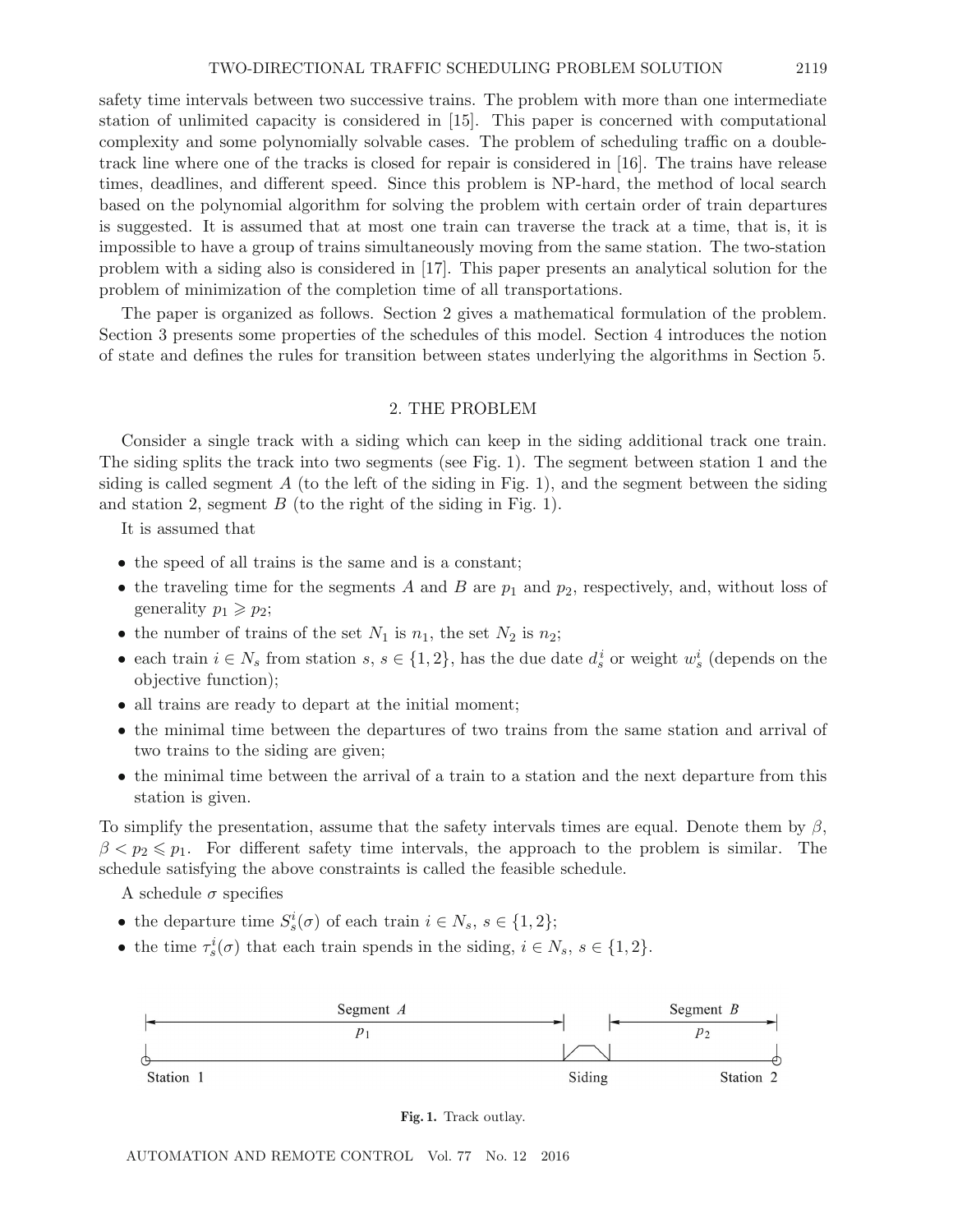safety time intervals between two successive trains. The problem with more than one intermediate station of unlimited capacity is considered in [15]. This paper is concerned with computational complexity and some polynomially solvable cases. The problem of scheduling traffic on a double-track line where one of the tracks is closed for repair is considered in [16]. The trains have release times, deadlines, and different speed. Since this problem is NP-hard, the method of local search based on the polynomial algorithm for solving the problem with certain order of train departures is suggested. It is assumed that at most one train can traverse the track at a time, that is, it is impossible to have a group of trains simultaneously moving from the same station. The two-station problem with a siding also is considered in [17]. This paper presents an analytical solution for the problem of minimization of the completion time of all transportations.

The paper is organized as follows. Section 2 gives a mathematical formulation of the problem. Section 3 presents some properties of the schedules of this model. Section 4 introduces the notion of state and defines the rules for transition between states underlying the algorithms in Section 5.

## 2. THE PROBLEM

Consider a single track with a siding which can keep in the siding additional track one train. The siding splits the track into two segments (see Fig. 1). The segment between station 1 and the siding is called segment $A$ (to the left of the siding in Fig. 1), and the segment between the siding and station 2, segment $B$ (to the right of the siding in Fig. 1).

It is assumed that

- the speed of all trains is the same and is a constant;
- the traveling time for the segments $A$ and $B$ are $p_1$ and $p_2$, respectively, and, without loss of generality $p_1 \geqslant p_2$;
- the number of trains of the set $N_1$ is $n_1$, the set $N_2$ is $n_2$;
- each train $i \in N_s$ from station $s$, $s \in \{1, 2\}$, has the due date $d_s^i$ or weight $w_s^i$ (depends on the objective function);
- all trains are ready to depart at the initial moment;
- the minimal time between the departures of two trains from the same station and arrival of two trains to the siding are given;
- the minimal time between the arrival of a train to a station and the next departure from this station is given.

To simplify the presentation, assume that the safety intervals times are equal. Denote them by $\beta$, $\beta < p_2 \leqslant p_1$. For different safety time intervals, the approach to the problem is similar. The schedule satisfying the above constraints is called the feasible schedule.

A schedule $\sigma$ specifies

- the departure time $S_s^i(\sigma)$ of each train $i \in N_s$, $s \in \{1, 2\}$;
- the time $\tau_s^i(\sigma)$ that each train spends in the siding, $i \in N_s$, $s \in \{1, 2\}$.

Segment $A$ | $p_1$ | Siding | Segment $B$ | $p_2$ | Station 1 | Station 2

**Fig. 1.** Track outlay.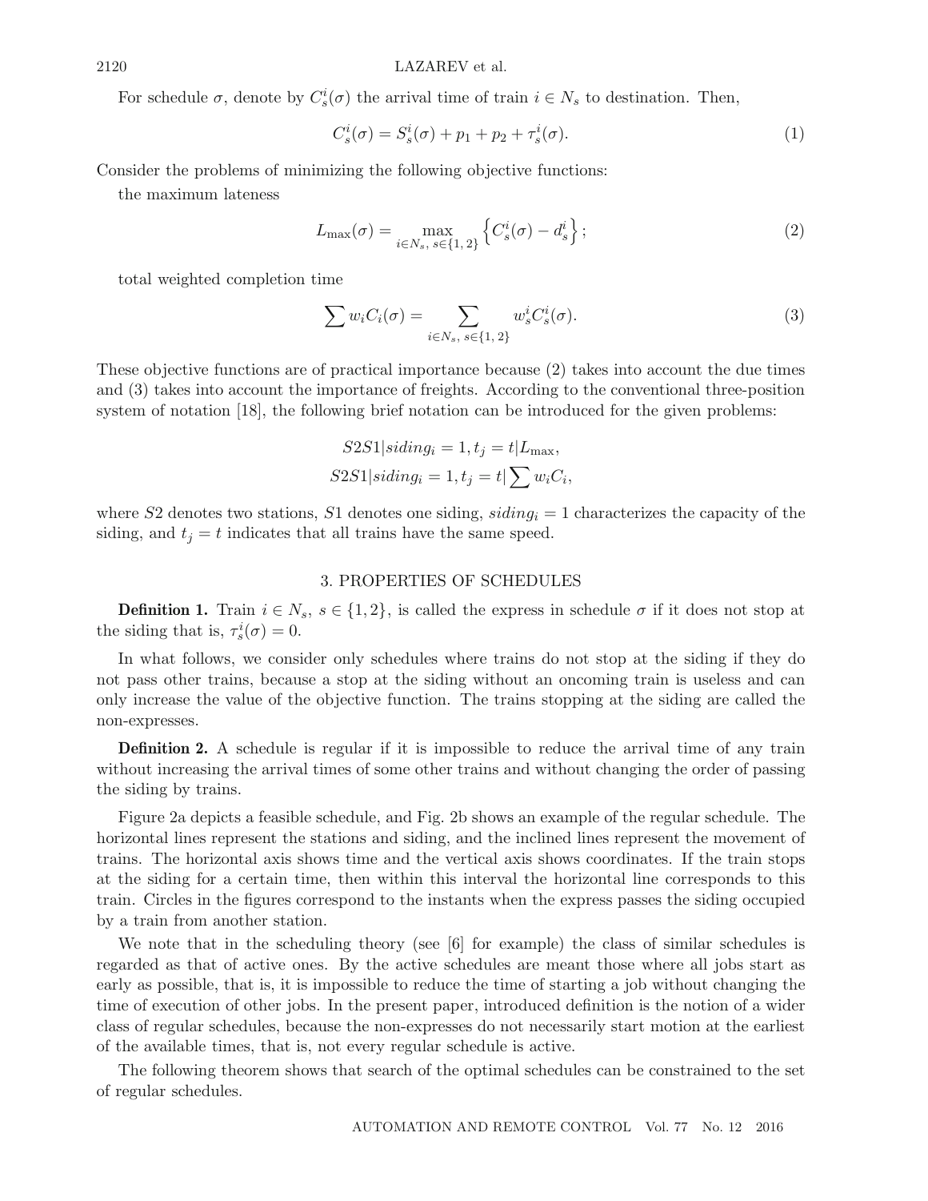For schedule $\sigma$, denote by $C_s^i(\sigma)$ the arrival time of train $i \in N_s$ to destination. Then,

$$C_s^i(\sigma) = S_s^i(\sigma) + p_1 + p_2 + \tau_s^i(\sigma). \tag{1}$$

Consider the problems of minimizing the following objective functions:

the maximum lateness

$$L_{\max}(\sigma) = \max_{i \in N_s,\ s \in \{1,\,2\}} \left\{ C_s^i(\sigma) - d_s^i \right\}; \tag{2}$$

total weighted completion time

$$\sum w_i C_i(\sigma) = \sum_{i \in N_s,\ s \in \{1,\,2\}} w_s^i C_s^i(\sigma). \tag{3}$$

These objective functions are of practical importance because (2) takes into account the due times and (3) takes into account the importance of freights. According to the conventional three-position system of notation [18], the following brief notation can be introduced for the given problems:

$$S2S1|siding_i = 1, t_j = t|L_{\max},$$
$$S2S1|siding_i = 1, t_j = t|\sum w_i C_i,$$

where $S2$ denotes two stations, $S1$ denotes one siding, $siding_i = 1$ characterizes the capacity of the siding, and $t_j = t$ indicates that all trains have the same speed.

## 3. PROPERTIES OF SCHEDULES

**Definition 1.** Train $i \in N_s$, $s \in \{1, 2\}$, is called the express in schedule $\sigma$ if it does not stop at the siding that is, $\tau_s^i(\sigma) = 0$.

In what follows, we consider only schedules where trains do not stop at the siding if they do not pass other trains, because a stop at the siding without an oncoming train is useless and can only increase the value of the objective function. The trains stopping at the siding are called the non-expresses.

**Definition 2.** A schedule is regular if it is impossible to reduce the arrival time of any train without increasing the arrival times of some other trains and without changing the order of passing the siding by trains.

Figure 2a depicts a feasible schedule, and Fig. 2b shows an example of the regular schedule. The horizontal lines represent the stations and siding, and the inclined lines represent the movement of trains. The horizontal axis shows time and the vertical axis shows coordinates. If the train stops at the siding for a certain time, then within this interval the horizontal line corresponds to this train. Circles in the figures correspond to the instants when the express passes the siding occupied by a train from another station.

We note that in the scheduling theory (see [6] for example) the class of similar schedules is regarded as that of active ones. By the active schedules are meant those where all jobs start as early as possible, that is, it is impossible to reduce the time of starting a job without changing the time of execution of other jobs. In the present paper, introduced definition is the notion of a wider class of regular schedules, because the non-expresses do not necessarily start motion at the earliest of the available times, that is, not every regular schedule is active.

The following theorem shows that search of the optimal schedules can be constrained to the set of regular schedules.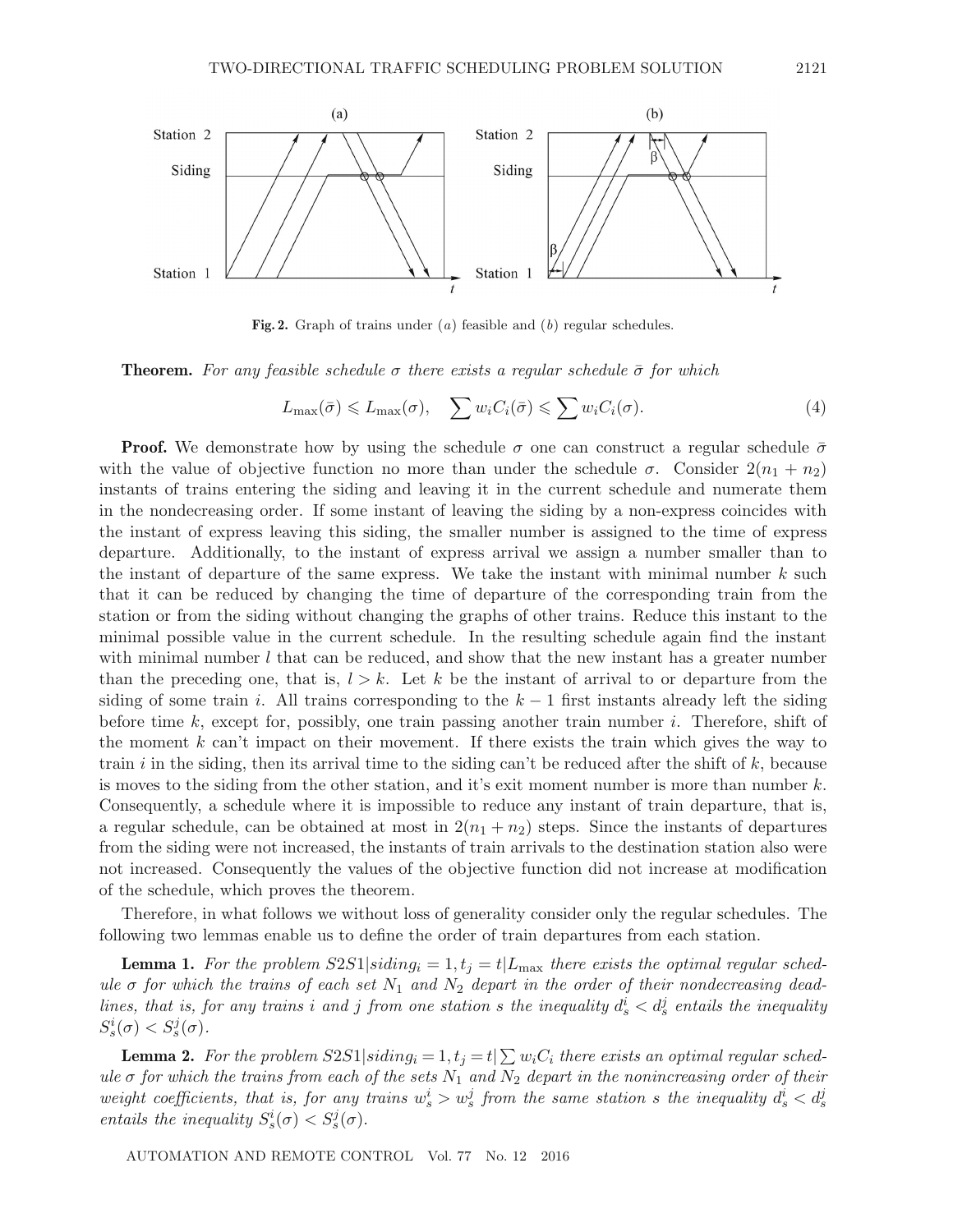Fig. 2. Graph of trains under (*a*) feasible and (*b*) regular schedules.

**Theorem.** *For any feasible schedule $\sigma$ there exists a regular schedule $\bar{\sigma}$ for which*

$$L_{\max}(\bar{\sigma}) \leqslant L_{\max}(\sigma), \quad \sum w_i C_i(\bar{\sigma}) \leqslant \sum w_i C_i(\sigma). \tag{4}$$

**Proof.** We demonstrate how by using the schedule $\sigma$ one can construct a regular schedule $\bar{\sigma}$ with the value of objective function no more than under the schedule $\sigma$. Consider $2(n_1 + n_2)$ instants of trains entering the siding and leaving it in the current schedule and numerate them in the nondecreasing order. If some instant of leaving the siding by a non-express coincides with the instant of express leaving this siding, the smaller number is assigned to the time of express departure. Additionally, to the instant of express arrival we assign a number smaller than to the instant of departure of the same express. We take the instant with minimal number $k$ such that it can be reduced by changing the time of departure of the corresponding train from the station or from the siding without changing the graphs of other trains. Reduce this instant to the minimal possible value in the current schedule. In the resulting schedule again find the instant with minimal number $l$ that can be reduced, and show that the new instant has a greater number than the preceding one, that is, $l > k$. Let $k$ be the instant of arrival to or departure from the siding of some train $i$. All trains corresponding to the $k - 1$ first instants already left the siding before time $k$, except for, possibly, one train passing another train number $i$. Therefore, shift of the moment $k$ can't impact on their movement. If there exists the train which gives the way to train $i$ in the siding, then its arrival time to the siding can't be reduced after the shift of $k$, because is moves to the siding from the other station, and it's exit moment number is more than number $k$. Consequently, a schedule where it is impossible to reduce any instant of train departure, that is, a regular schedule, can be obtained at most in $2(n_1 + n_2)$ steps. Since the instants of departures from the siding were not increased, the instants of train arrivals to the destination station also were not increased. Consequently the values of the objective function did not increase at modification of the schedule, which proves the theorem.

Therefore, in what follows we without loss of generality consider only the regular schedules. The following two lemmas enable us to define the order of train departures from each station.

**Lemma 1.** *For the problem $S2S1|siding_i = 1, t_j = t|L_{\max}$ there exists the optimal regular schedule $\sigma$ for which the trains of each set $N_1$ and $N_2$ depart in the order of their nondecreasing deadlines, that is, for any trains $i$ and $j$ from one station $s$ the inequality $d_s^i < d_s^j$ entails the inequality $S_s^i(\sigma) < S_s^j(\sigma)$.*

**Lemma 2.** *For the problem $S2S1|siding_i = 1, t_j = t|\sum w_i C_i$ there exists an optimal regular schedule $\sigma$ for which the trains from each of the sets $N_1$ and $N_2$ depart in the nonincreasing order of their weight coefficients, that is, for any trains $w_s^i > w_s^j$ from the same station $s$ the inequality $d_s^i < d_s^j$ entails the inequality $S_s^i(\sigma) < S_s^j(\sigma)$.*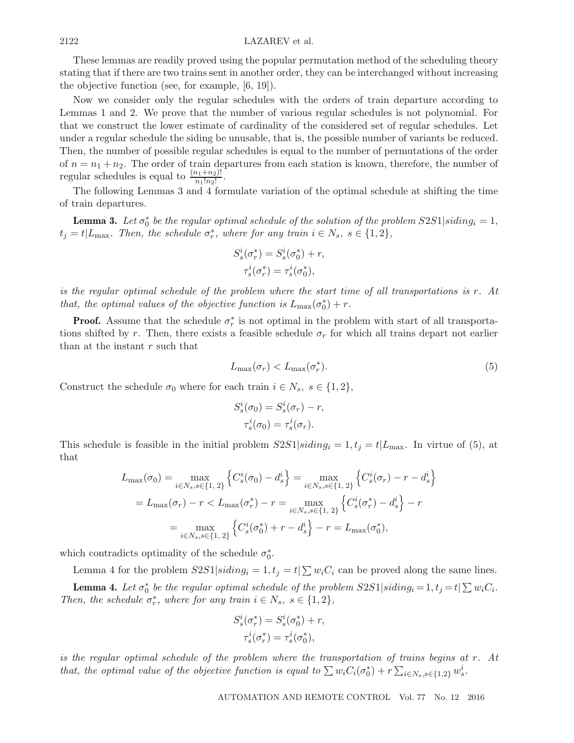These lemmas are readily proved using the popular permutation method of the scheduling theory stating that if there are two trains sent in another order, they can be interchanged without increasing the objective function (see, for example, [6, 19]).

Now we consider only the regular schedules with the orders of train departure according to Lemmas 1 and 2. We prove that the number of various regular schedules is not polynomial. For that we construct the lower estimate of cardinality of the considered set of regular schedules. Let under a regular schedule the siding be unusable, that is, the possible number of variants be reduced. Then, the number of possible regular schedules is equal to the number of permutations of the order of $n = n_1 + n_2$. The order of train departures from each station is known, therefore, the number of regular schedules is equal to $\frac{(n_1+n_2)!}{n_1!n_2!}$.

The following Lemmas 3 and 4 formulate variation of the optimal schedule at shifting the time of train departures.

**Lemma 3.** *Let $\sigma_0^*$ be the regular optimal schedule of the solution of the problem $S2S1|siding_i = 1, t_j = t|L_{\max}$. Then, the schedule $\sigma_r^*$, where for any train $i \in N_s,\ s \in \{1, 2\}$,*

$$S_s^i(\sigma_r^*) = S_s^i(\sigma_0^*) + r,$$
$$\tau_s^i(\sigma_r^*) = \tau_s^i(\sigma_0^*),$$

*is the regular optimal schedule of the problem where the start time of all transportations is $r$. At that, the optimal values of the objective function is $L_{\max}(\sigma_0^*) + r$.*

**Proof.** Assume that the schedule $\sigma_r^*$ is not optimal in the problem with start of all transportations shifted by $r$. Then, there exists a feasible schedule $\sigma_r$ for which all trains depart not earlier than at the instant $r$ such that

$$L_{\max}(\sigma_r) < L_{\max}(\sigma_r^*). \tag{5}$$

Construct the schedule $\sigma_0$ where for each train $i \in N_s,\ s \in \{1, 2\}$,

$$S_s^i(\sigma_0) = S_s^i(\sigma_r) - r,$$
$$\tau_s^i(\sigma_0) = \tau_s^i(\sigma_r).$$

This schedule is feasible in the initial problem $S2S1|siding_i = 1, t_j = t|L_{\max}$. In virtue of (5), at that

$$\begin{aligned} L_{\max}(\sigma_0) &= \max_{i \in N_s, s \in \{1,\,2\}} \left\{ C_s^i(\sigma_0) - d_s^i \right\} = \max_{i \in N_s, s \in \{1,\,2\}} \left\{ C_s^i(\sigma_r) - r - d_s^i \right\} \\ &= L_{\max}(\sigma_r) - r < L_{\max}(\sigma_r^*) - r = \max_{i \in N_s, s \in \{1,\,2\}} \left\{ C_s^i(\sigma_r^*) - d_s^i \right\} - r \\ &= \max_{i \in N_s, s \in \{1,\,2\}} \left\{ C_s^i(\sigma_0^*) + r - d_s^i \right\} - r = L_{\max}(\sigma_0^*), \end{aligned}$$

which contradicts optimality of the schedule $\sigma_0^*$.

Lemma 4 for the problem $S2S1|siding_i = 1, t_j = t|\sum w_i C_i$ can be proved along the same lines.

**Lemma 4.** *Let $\sigma_0^*$ be the regular optimal schedule of the problem $S2S1|siding_i = 1, t_j = t|\sum w_i C_i$. Then, the schedule $\sigma_r^*$, where for any train $i \in N_s,\ s \in \{1, 2\}$,*

$$S_s^i(\sigma_r^*) = S_s^i(\sigma_0^*) + r,$$
$$\tau_s^i(\sigma_r^*) = \tau_s^i(\sigma_0^*),$$

*is the regular optimal schedule of the problem where the transportation of trains begins at $r$. At that, the optimal value of the objective function is equal to $\sum w_i C_i(\sigma_0^*) + r \sum_{i \in N_s, s \in \{1,2\}} w_s^i$.*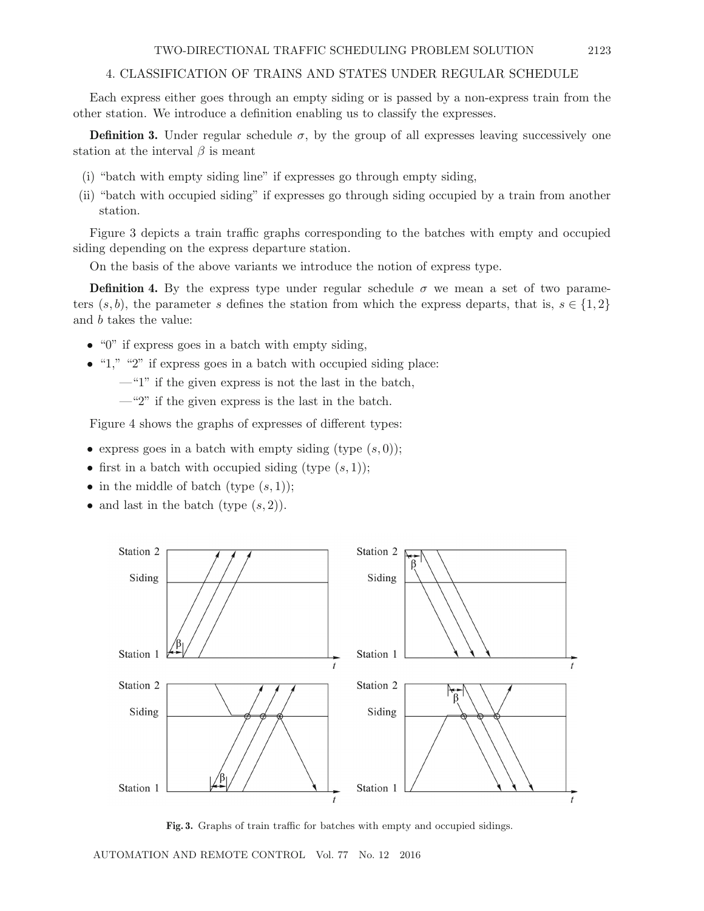## 4. CLASSIFICATION OF TRAINS AND STATES UNDER REGULAR SCHEDULE

Each express either goes through an empty siding or is passed by a non-express train from the other station. We introduce a definition enabling us to classify the expresses.

**Definition 3.** Under regular schedule $\sigma$, by the group of all expresses leaving successively one station at the interval $\beta$ is meant

(i) "batch with empty siding line" if expresses go through empty siding,

(ii) "batch with occupied siding" if expresses go through siding occupied by a train from another station.

Figure 3 depicts a train traffic graphs corresponding to the batches with empty and occupied siding depending on the express departure station.

On the basis of the above variants we introduce the notion of express type.

**Definition 4.** By the express type under regular schedule $\sigma$ we mean a set of two parameters $(s, b)$, the parameter $s$ defines the station from which the express departs, that is, $s \in \{1, 2\}$ and $b$ takes the value:

- "0" if express goes in a batch with empty siding,
- "1," "2" if express goes in a batch with occupied siding place:
  - —"1" if the given express is not the last in the batch,
  - —"2" if the given express is the last in the batch.

Figure 4 shows the graphs of expresses of different types:

- express goes in a batch with empty siding (type $(s, 0)$);
- first in a batch with occupied siding (type $(s, 1)$);
- in the middle of batch (type $(s, 1)$);
- and last in the batch (type $(s, 2)$).

**Fig. 3.** Graphs of train traffic for batches with empty and occupied sidings.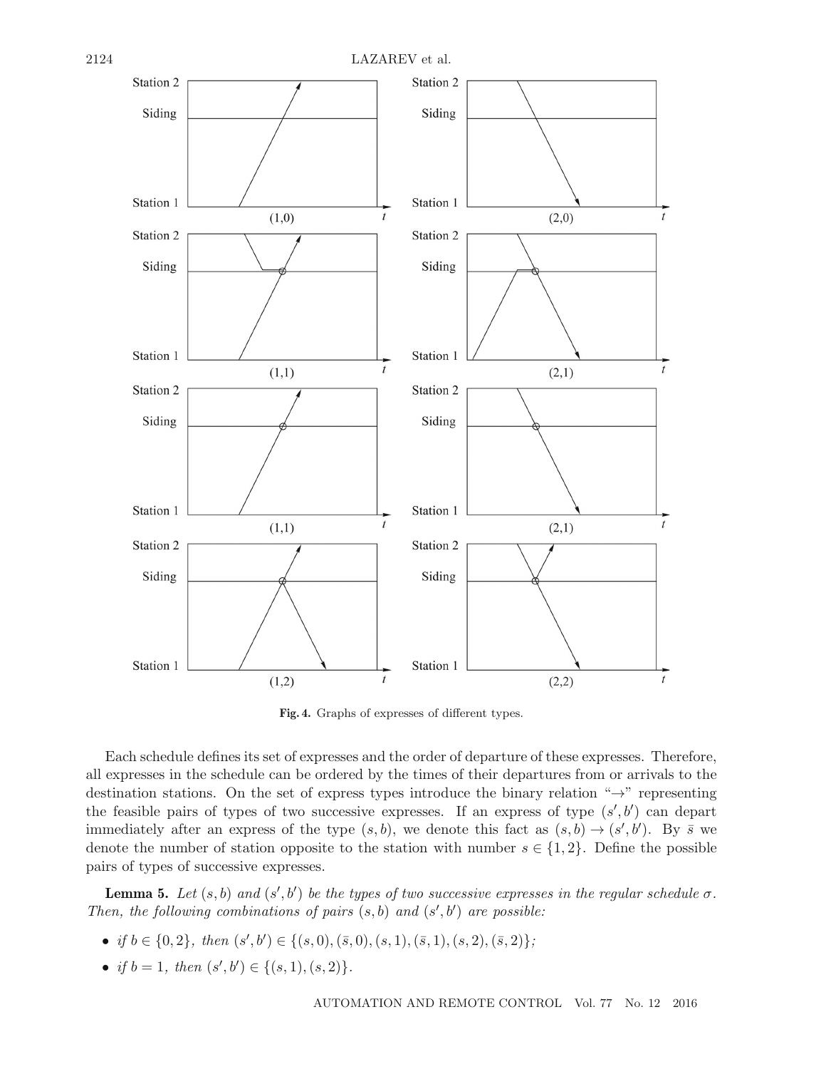Fig. 4. Graphs of expresses of different types.

Each schedule defines its set of expresses and the order of departure of these expresses. Therefore, all expresses in the schedule can be ordered by the times of their departures from or arrivals to the destination stations. On the set of express types introduce the binary relation "$\to$" representing the feasible pairs of types of two successive expresses. If an express of type $(s', b')$ can depart immediately after an express of the type $(s, b)$, we denote this fact as $(s, b) \to (s', b')$. By $\bar{s}$ we denote the number of station opposite to the station with number $s \in \{1, 2\}$. Define the possible pairs of types of successive expresses.

**Lemma 5.** *Let $(s, b)$ and $(s', b')$ be the types of two successive expresses in the regular schedule $\sigma$. Then, the following combinations of pairs $(s, b)$ and $(s', b')$ are possible:*

- *if $b \in \{0, 2\}$, then $(s', b') \in \{(s, 0), (\bar{s}, 0), (s, 1), (\bar{s}, 1), (s, 2), (\bar{s}, 2)\}$;*
- *if $b = 1$, then $(s', b') \in \{(s, 1), (s, 2)\}$.*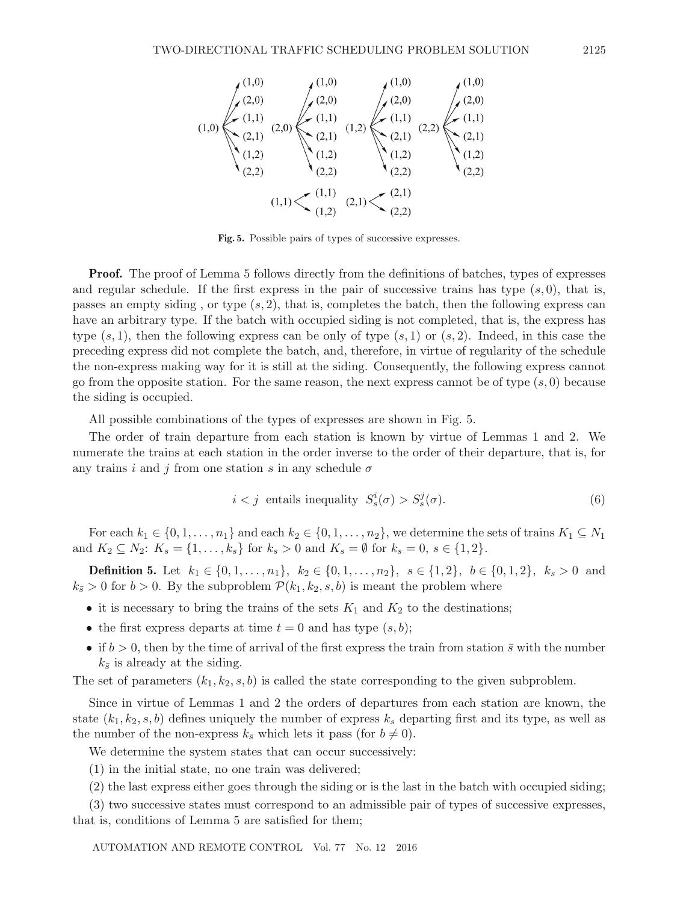Fig. 5. Possible pairs of types of successive expresses.

**Proof.** The proof of Lemma 5 follows directly from the definitions of batches, types of expresses and regular schedule. If the first express in the pair of successive trains has type $(s, 0)$, that is, passes an empty siding , or type $(s, 2)$, that is, completes the batch, then the following express can have an arbitrary type. If the batch with occupied siding is not completed, that is, the express has type $(s, 1)$, then the following express can be only of type $(s, 1)$ or $(s, 2)$. Indeed, in this case the preceding express did not complete the batch, and, therefore, in virtue of regularity of the schedule the non-express making way for it is still at the siding. Consequently, the following express cannot go from the opposite station. For the same reason, the next express cannot be of type $(s, 0)$ because the siding is occupied.

All possible combinations of the types of expresses are shown in Fig. 5.

The order of train departure from each station is known by virtue of Lemmas 1 and 2. We numerate the trains at each station in the order inverse to the order of their departure, that is, for any trains $i$ and $j$ from one station $s$ in any schedule $\sigma$

$$i < j \text{ entails inequality } S_s^i(\sigma) > S_s^j(\sigma). \tag{6}$$

For each $k_1 \in \{0, 1, \ldots, n_1\}$ and each $k_2 \in \{0, 1, \ldots, n_2\}$, we determine the sets of trains $K_1 \subseteq N_1$ and $K_2 \subseteq N_2$: $K_s = \{1, \ldots, k_s\}$ for $k_s > 0$ and $K_s = \emptyset$ for $k_s = 0$, $s \in \{1, 2\}$.

**Definition 5.** Let $k_1 \in \{0, 1, \ldots, n_1\}$, $k_2 \in \{0, 1, \ldots, n_2\}$, $s \in \{1, 2\}$, $b \in \{0, 1, 2\}$, $k_s > 0$ and $k_{\bar{s}} > 0$ for $b > 0$. By the subproblem $\mathcal{P}(k_1, k_2, s, b)$ is meant the problem where

- it is necessary to bring the trains of the sets $K_1$ and $K_2$ to the destinations;
- the first express departs at time $t = 0$ and has type $(s, b)$;
- if $b > 0$, then by the time of arrival of the first express the train from station $\bar{s}$ with the number $k_{\bar{s}}$ is already at the siding.

The set of parameters $(k_1, k_2, s, b)$ is called the state corresponding to the given subproblem.

Since in virtue of Lemmas 1 and 2 the orders of departures from each station are known, the state $(k_1, k_2, s, b)$ defines uniquely the number of express $k_s$ departing first and its type, as well as the number of the non-express $k_{\bar{s}}$ which lets it pass (for $b \neq 0$).

We determine the system states that can occur successively:

(1) in the initial state, no one train was delivered;

(2) the last express either goes through the siding or is the last in the batch with occupied siding;

(3) two successive states must correspond to an admissible pair of types of successive expresses, that is, conditions of Lemma 5 are satisfied for them;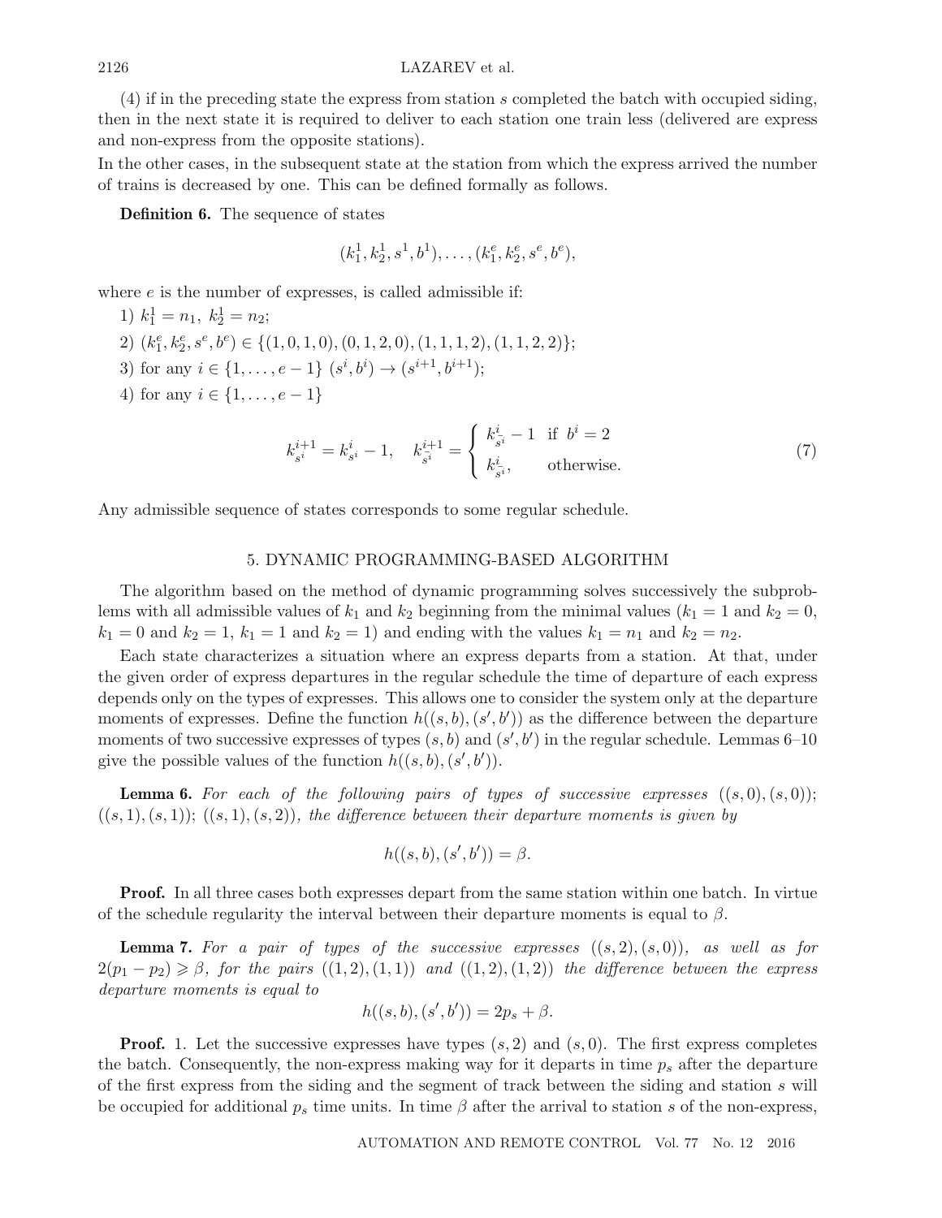(4) if in the preceding state the express from station $s$ completed the batch with occupied siding, then in the next state it is required to deliver to each station one train less (delivered are express and non-express from the opposite stations).

In the other cases, in the subsequent state at the station from which the express arrived the number of trains is decreased by one. This can be defined formally as follows.

**Definition 6.** The sequence of states

$$(k_1^1, k_2^1, s^1, b^1), \ldots, (k_1^e, k_2^e, s^e, b^e),$$

where $e$ is the number of expresses, is called admissible if:

1) $k_1^1 = n_1,\ k_2^1 = n_2$;

2) $(k_1^e, k_2^e, s^e, b^e) \in \{(1, 0, 1, 0), (0, 1, 2, 0), (1, 1, 1, 2), (1, 1, 2, 2)\}$;

3) for any $i \in \{1, \ldots, e-1\}$ $(s^i, b^i) \to (s^{i+1}, b^{i+1})$;

4) for any $i \in \{1, \ldots, e-1\}$

$$k_{s^i}^{i+1} = k_{s^i}^i - 1, \quad k_{\bar{s}^i}^{i+1} = \begin{cases} k_{\bar{s}^i}^i - 1 & \text{if } b^i = 2 \\ k_{\bar{s}^i}^i, & \text{otherwise.} \end{cases} \tag{7}$$

Any admissible sequence of states corresponds to some regular schedule.

## 5. DYNAMIC PROGRAMMING-BASED ALGORITHM

The algorithm based on the method of dynamic programming solves successively the subproblems with all admissible values of $k_1$ and $k_2$ beginning from the minimal values ($k_1 = 1$ and $k_2 = 0$, $k_1 = 0$ and $k_2 = 1$, $k_1 = 1$ and $k_2 = 1$) and ending with the values $k_1 = n_1$ and $k_2 = n_2$.

Each state characterizes a situation where an express departs from a station. At that, under the given order of express departures in the regular schedule the time of departure of each express depends only on the types of expresses. This allows one to consider the system only at the departure moments of expresses. Define the function $h((s, b), (s', b'))$ as the difference between the departure moments of two successive expresses of types $(s, b)$ and $(s', b')$ in the regular schedule. Lemmas 6–10 give the possible values of the function $h((s, b), (s', b'))$.

**Lemma 6.** *For each of the following pairs of types of successive expresses $((s, 0), (s, 0))$; $((s, 1), (s, 1))$; $((s, 1), (s, 2))$, the difference between their departure moments is given by*

$$h((s, b), (s', b')) = \beta.$$

**Proof.** In all three cases both expresses depart from the same station within one batch. In virtue of the schedule regularity the interval between their departure moments is equal to $\beta$.

**Lemma 7.** *For a pair of types of the successive expresses $((s, 2), (s, 0))$, as well as for $2(p_1 - p_2) \geqslant \beta$, for the pairs $((1, 2), (1, 1))$ and $((1, 2), (1, 2))$ the difference between the express departure moments is equal to*

$$h((s, b), (s', b')) = 2p_s + \beta.$$

**Proof.** 1. Let the successive expresses have types $(s, 2)$ and $(s, 0)$. The first express completes the batch. Consequently, the non-express making way for it departs in time $p_s$ after the departure of the first express from the siding and the segment of track between the siding and station $s$ will be occupied for additional $p_s$ time units. In time $\beta$ after the arrival to station $s$ of the non-express,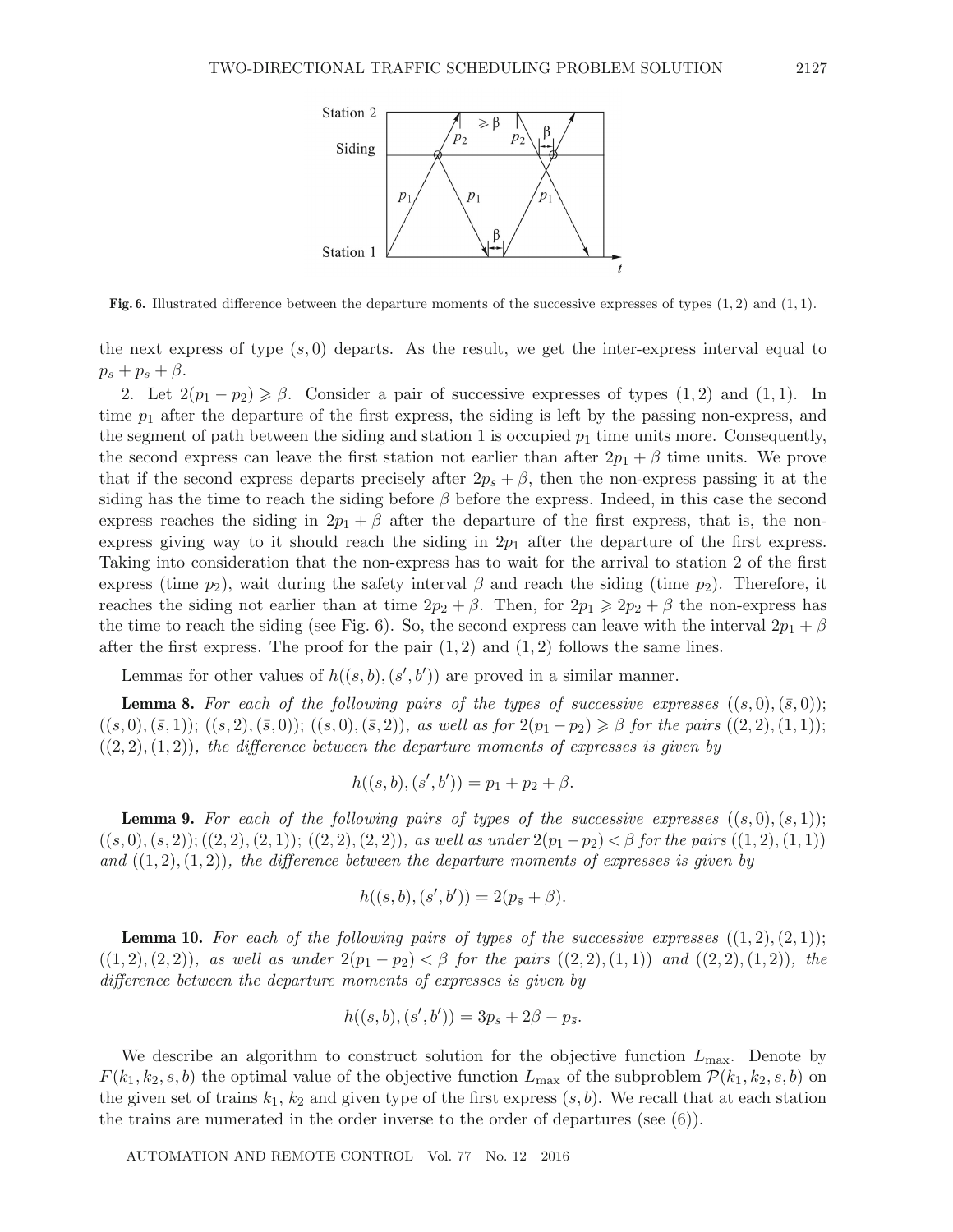**Fig. 6.** Illustrated difference between the departure moments of the successive expresses of types $(1, 2)$ and $(1, 1)$.

the next express of type $(s, 0)$ departs. As the result, we get the inter-express interval equal to $p_s + p_s + \beta$.

2. Let $2(p_1 - p_2) \geqslant \beta$. Consider a pair of successive expresses of types $(1, 2)$ and $(1, 1)$. In time $p_1$ after the departure of the first express, the siding is left by the passing non-express, and the segment of path between the siding and station 1 is occupied $p_1$ time units more. Consequently, the second express can leave the first station not earlier than after $2p_1 + \beta$ time units. We prove that if the second express departs precisely after $2p_s + \beta$, then the non-express passing it at the siding has the time to reach the siding before $\beta$ before the express. Indeed, in this case the second express reaches the siding in $2p_1 + \beta$ after the departure of the first express, that is, the non-express giving way to it should reach the siding in $2p_1$ after the departure of the first express. Taking into consideration that the non-express has to wait for the arrival to station 2 of the first express (time $p_2$), wait during the safety interval $\beta$ and reach the siding (time $p_2$). Therefore, it reaches the siding not earlier than at time $2p_2 + \beta$. Then, for $2p_1 \geqslant 2p_2 + \beta$ the non-express has the time to reach the siding (see Fig. 6). So, the second express can leave with the interval $2p_1 + \beta$ after the first express. The proof for the pair $(1, 2)$ and $(1, 2)$ follows the same lines.

Lemmas for other values of $h((s, b), (s', b'))$ are proved in a similar manner.

**Lemma 8.** *For each of the following pairs of the types of successive expresses* $((s, 0), (\bar{s}, 0))$; $((s, 0), (\bar{s}, 1))$; $((s, 2), (\bar{s}, 0))$; $((s, 0), (\bar{s}, 2))$, *as well as for* $2(p_1 - p_2) \geqslant \beta$ *for the pairs* $((2, 2), (1, 1))$; $((2, 2), (1, 2))$, *the difference between the departure moments of expresses is given by*

$$h((s, b), (s', b')) = p_1 + p_2 + \beta.$$

**Lemma 9.** *For each of the following pairs of types of the successive expresses* $((s, 0), (s, 1))$; $((s, 0), (s, 2))$; $((2, 2), (2, 1))$; $((2, 2), (2, 2))$, *as well as under* $2(p_1 - p_2) < \beta$ *for the pairs* $((1, 2), (1, 1))$ *and* $((1, 2), (1, 2))$, *the difference between the departure moments of expresses is given by*

$$h((s, b), (s', b')) = 2(p_{\bar{s}} + \beta).$$

**Lemma 10.** *For each of the following pairs of types of the successive expresses* $((1, 2), (2, 1))$; $((1, 2), (2, 2))$, *as well as under* $2(p_1 - p_2) < \beta$ *for the pairs* $((2, 2), (1, 1))$ *and* $((2, 2), (1, 2))$, *the difference between the departure moments of expresses is given by*

$$h((s, b), (s', b')) = 3p_s + 2\beta - p_{\bar{s}}.$$

We describe an algorithm to construct solution for the objective function $L_{\max}$. Denote by $F(k_1, k_2, s, b)$ the optimal value of the objective function $L_{\max}$ of the subproblem $\mathcal{P}(k_1, k_2, s, b)$ on the given set of trains $k_1$, $k_2$ and given type of the first express $(s, b)$. We recall that at each station the trains are numerated in the order inverse to the order of departures (see (6)).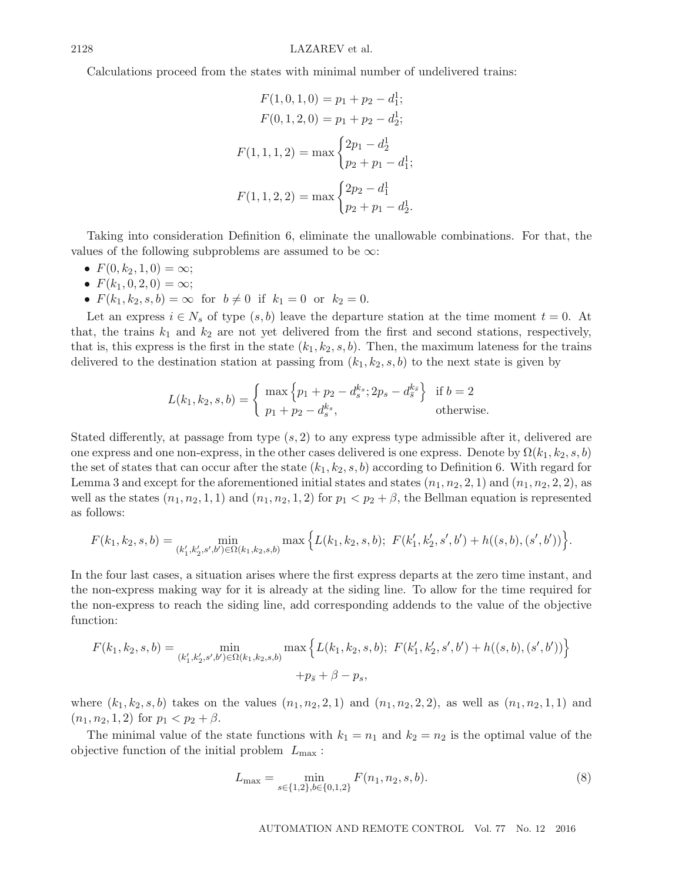Calculations proceed from the states with minimal number of undelivered trains:

$$F(1,0,1,0) = p_1 + p_2 - d_1^1;$$

$$F(0,1,2,0) = p_1 + p_2 - d_2^1;$$

$$F(1,1,1,2) = \max \begin{cases} 2p_1 - d_2^1 \\ p_2 + p_1 - d_1^1; \end{cases}$$

$$F(1,1,2,2) = \max \begin{cases} 2p_2 - d_1^1 \\ p_2 + p_1 - d_2^1. \end{cases}$$

Taking into consideration Definition 6, eliminate the unallowable combinations. For that, the values of the following subproblems are assumed to be $\infty$:

- $F(0, k_2, 1, 0) = \infty$;
- $F(k_1, 0, 2, 0) = \infty$;
- $F(k_1, k_2, s, b) = \infty$ for $b \neq 0$ if $k_1 = 0$ or $k_2 = 0$.

Let an express $i \in N_s$ of type $(s, b)$ leave the departure station at the time moment $t = 0$. At that, the trains $k_1$ and $k_2$ are not yet delivered from the first and second stations, respectively, that is, this express is the first in the state $(k_1, k_2, s, b)$. Then, the maximum lateness for the trains delivered to the destination station at passing from $(k_1, k_2, s, b)$ to the next state is given by

$$L(k_1, k_2, s, b) = \begin{cases} \max\left\{p_1 + p_2 - d_s^{k_s}; 2p_s - d_{\bar{s}}^{k_{\bar{s}}}\right\} & \text{if } b = 2 \\ p_1 + p_2 - d_s^{k_s}, & \text{otherwise.} \end{cases}$$

Stated differently, at passage from type $(s, 2)$ to any express type admissible after it, delivered are one express and one non-express, in the other cases delivered is one express. Denote by $\Omega(k_1, k_2, s, b)$ the set of states that can occur after the state $(k_1, k_2, s, b)$ according to Definition 6. With regard for Lemma 3 and except for the aforementioned initial states and states $(n_1, n_2, 2, 1)$ and $(n_1, n_2, 2, 2)$, as well as the states $(n_1, n_2, 1, 1)$ and $(n_1, n_2, 1, 2)$ for $p_1 < p_2 + \beta$, the Bellman equation is represented as follows:

$$F(k_1, k_2, s, b) = \min_{(k_1', k_2', s', b') \in \Omega(k_1, k_2, s, b)} \max\Big\{L(k_1, k_2, s, b);\ F(k_1', k_2', s', b') + h((s, b), (s', b'))\Big\}.$$

In the four last cases, a situation arises where the first express departs at the zero time instant, and the non-express making way for it is already at the siding line. To allow for the time required for the non-express to reach the siding line, add corresponding addends to the value of the objective function:

$$F(k_1, k_2, s, b) = \min_{(k_1', k_2', s', b') \in \Omega(k_1, k_2, s, b)} \max\Big\{L(k_1, k_2, s, b);\ F(k_1', k_2', s', b') + h((s, b), (s', b'))\Big\} + p_{\bar{s}} + \beta - p_s,$$

where $(k_1, k_2, s, b)$ takes on the values $(n_1, n_2, 2, 1)$ and $(n_1, n_2, 2, 2)$, as well as $(n_1, n_2, 1, 1)$ and $(n_1, n_2, 1, 2)$ for $p_1 < p_2 + \beta$.

The minimal value of the state functions with $k_1 = n_1$ and $k_2 = n_2$ is the optimal value of the objective function of the initial problem $L_{\max}$ :

$$L_{\max} = \min_{s \in \{1,2\}, b \in \{0,1,2\}} F(n_1, n_2, s, b). \tag{8}$$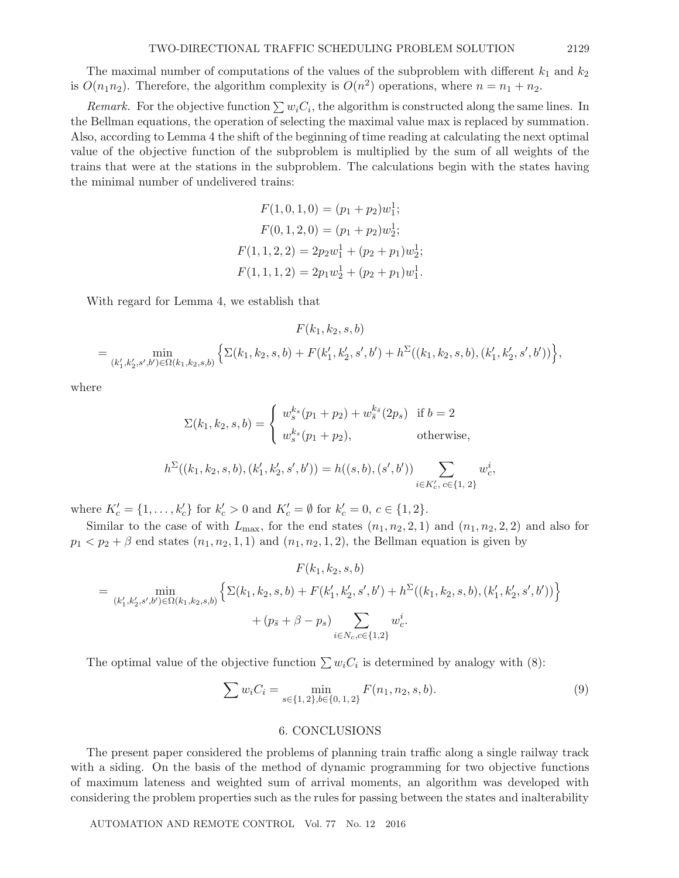The maximal number of computations of the values of the subproblem with different $k_1$ and $k_2$ is $O(n_1 n_2)$. Therefore, the algorithm complexity is $O(n^2)$ operations, where $n = n_1 + n_2$.

*Remark.* For the objective function $\sum w_i C_i$, the algorithm is constructed along the same lines. In the Bellman equations, the operation of selecting the maximal value max is replaced by summation. Also, according to Lemma 4 the shift of the beginning of time reading at calculating the next optimal value of the objective function of the subproblem is multiplied by the sum of all weights of the trains that were at the stations in the subproblem. The calculations begin with the states having the minimal number of undelivered trains:

$$F(1,0,1,0) = (p_1 + p_2)w_1^1;$$

$$F(0,1,2,0) = (p_1 + p_2)w_2^1;$$

$$F(1,1,2,2) = 2p_2 w_1^1 + (p_2 + p_1)w_2^1;$$

$$F(1,1,1,2) = 2p_1 w_2^1 + (p_2 + p_1)w_1^1.$$

With regard for Lemma 4, we establish that

$$F(k_1, k_2, s, b)$$

$$= \min_{(k_1', k_2', s', b') \in \Omega(k_1, k_2, s, b)} \left\{ \Sigma(k_1, k_2, s, b) + F(k_1', k_2', s', b') + h^{\Sigma}((k_1, k_2, s, b), (k_1', k_2', s', b')) \right\},$$

where

$$\Sigma(k_1, k_2, s, b) = \begin{cases} w_s^{k_s}(p_1 + p_2) + w_{\bar{s}}^{k_{\bar{s}}}(2p_s) & \text{if } b = 2 \\ w_s^{k_s}(p_1 + p_2), & \text{otherwise,} \end{cases}$$

$$h^{\Sigma}((k_1, k_2, s, b), (k_1', k_2', s', b')) = h((s, b), (s', b')) \sum_{i \in K_c',\, c \in \{1,\, 2\}} w_c^i,$$

where $K_c' = \{1, \ldots, k_c'\}$ for $k_c' > 0$ and $K_c' = \emptyset$ for $k_c' = 0$, $c \in \{1, 2\}$.

Similar to the case of with $L_{\max}$, for the end states $(n_1, n_2, 2, 1)$ and $(n_1, n_2, 2, 2)$ and also for $p_1 < p_2 + \beta$ end states $(n_1, n_2, 1, 1)$ and $(n_1, n_2, 1, 2)$, the Bellman equation is given by

$$F(k_1, k_2, s, b)$$

$$= \min_{(k_1', k_2', s', b') \in \Omega(k_1, k_2, s, b)} \left\{ \Sigma(k_1, k_2, s, b) + F(k_1', k_2', s', b') + h^{\Sigma}((k_1, k_2, s, b), (k_1', k_2', s', b')) \right\}$$

$$+ (p_{\bar{s}} + \beta - p_s) \sum_{i \in N_c, c \in \{1,2\}} w_c^i.$$

The optimal value of the objective function $\sum w_i C_i$ is determined by analogy with (8):

$$\sum w_i C_i = \min_{s \in \{1,\, 2\}, b \in \{0,\, 1,\, 2\}} F(n_1, n_2, s, b). \tag{9}$$

## 6. CONCLUSIONS

The present paper considered the problems of planning train traffic along a single railway track with a siding. On the basis of the method of dynamic programming for two objective functions of maximum lateness and weighted sum of arrival moments, an algorithm was developed with considering the problem properties such as the rules for passing between the states and inalterability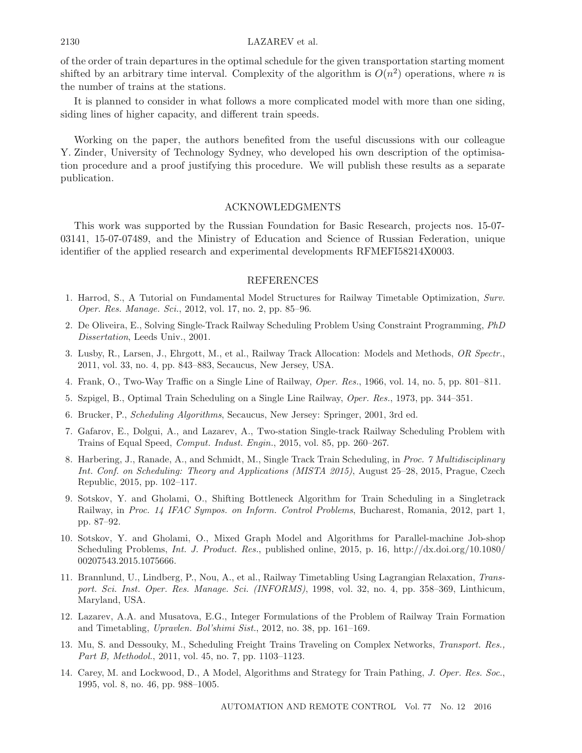of the order of train departures in the optimal schedule for the given transportation starting moment shifted by an arbitrary time interval. Complexity of the algorithm is $O(n^2)$ operations, where $n$ is the number of trains at the stations.

It is planned to consider in what follows a more complicated model with more than one siding, siding lines of higher capacity, and different train speeds.

Working on the paper, the authors benefited from the useful discussions with our colleague Y. Zinder, University of Technology Sydney, who developed his own description of the optimisation procedure and a proof justifying this procedure. We will publish these results as a separate publication.

## ACKNOWLEDGMENTS

This work was supported by the Russian Foundation for Basic Research, projects nos. 15-07-03141, 15-07-07489, and the Ministry of Education and Science of Russian Federation, unique identifier of the applied research and experimental developments RFMEFI58214X0003.

## REFERENCES

1. Harrod, S., A Tutorial on Fundamental Model Structures for Railway Timetable Optimization, *Surv. Oper. Res. Manage. Sci.*, 2012, vol. 17, no. 2, pp. 85–96.
2. De Oliveira, E., Solving Single-Track Railway Scheduling Problem Using Constraint Programming, *PhD Dissertation*, Leeds Univ., 2001.
3. Lusby, R., Larsen, J., Ehrgott, M., et al., Railway Track Allocation: Models and Methods, *OR Spectr.*, 2011, vol. 33, no. 4, pp. 843–883, Secaucus, New Jersey, USA.
4. Frank, O., Two-Way Traffic on a Single Line of Railway, *Oper. Res.*, 1966, vol. 14, no. 5, pp. 801–811.
5. Szpigel, B., Optimal Train Scheduling on a Single Line Railway, *Oper. Res.*, 1973, pp. 344–351.
6. Brucker, P., *Scheduling Algorithms*, Secaucus, New Jersey: Springer, 2001, 3rd ed.
7. Gafarov, E., Dolgui, A., and Lazarev, A., Two-station Single-track Railway Scheduling Problem with Trains of Equal Speed, *Comput. Indust. Engin.*, 2015, vol. 85, pp. 260–267.
8. Harbering, J., Ranade, A., and Schmidt, M., Single Track Train Scheduling, in *Proc. 7 Multidisciplinary Int. Conf. on Scheduling: Theory and Applications (MISTA 2015)*, August 25–28, 2015, Prague, Czech Republic, 2015, pp. 102–117.
9. Sotskov, Y. and Gholami, O., Shifting Bottleneck Algorithm for Train Scheduling in a Singletrack Railway, in *Proc. 14 IFAC Sympos. on Inform. Control Problems*, Bucharest, Romania, 2012, part 1, pp. 87–92.
10. Sotskov, Y. and Gholami, O., Mixed Graph Model and Algorithms for Parallel-machine Job-shop Scheduling Problems, *Int. J. Product. Res.*, published online, 2015, p. 16, http://dx.doi.org/10.1080/00207543.2015.1075666.
11. Brannlund, U., Lindberg, P., Nou, A., et al., Railway Timetabling Using Lagrangian Relaxation, *Transport. Sci. Inst. Oper. Res. Manage. Sci. (INFORMS)*, 1998, vol. 32, no. 4, pp. 358–369, Linthicum, Maryland, USA.
12. Lazarev, A.A. and Musatova, E.G., Integer Formulations of the Problem of Railway Train Formation and Timetabling, *Upravlen. Bol'shimi Sist.*, 2012, no. 38, pp. 161–169.
13. Mu, S. and Dessouky, M., Scheduling Freight Trains Traveling on Complex Networks, *Transport. Res., Part B, Methodol.*, 2011, vol. 45, no. 7, pp. 1103–1123.
14. Carey, M. and Lockwood, D., A Model, Algorithms and Strategy for Train Pathing, *J. Oper. Res. Soc.*, 1995, vol. 8, no. 46, pp. 988–1005.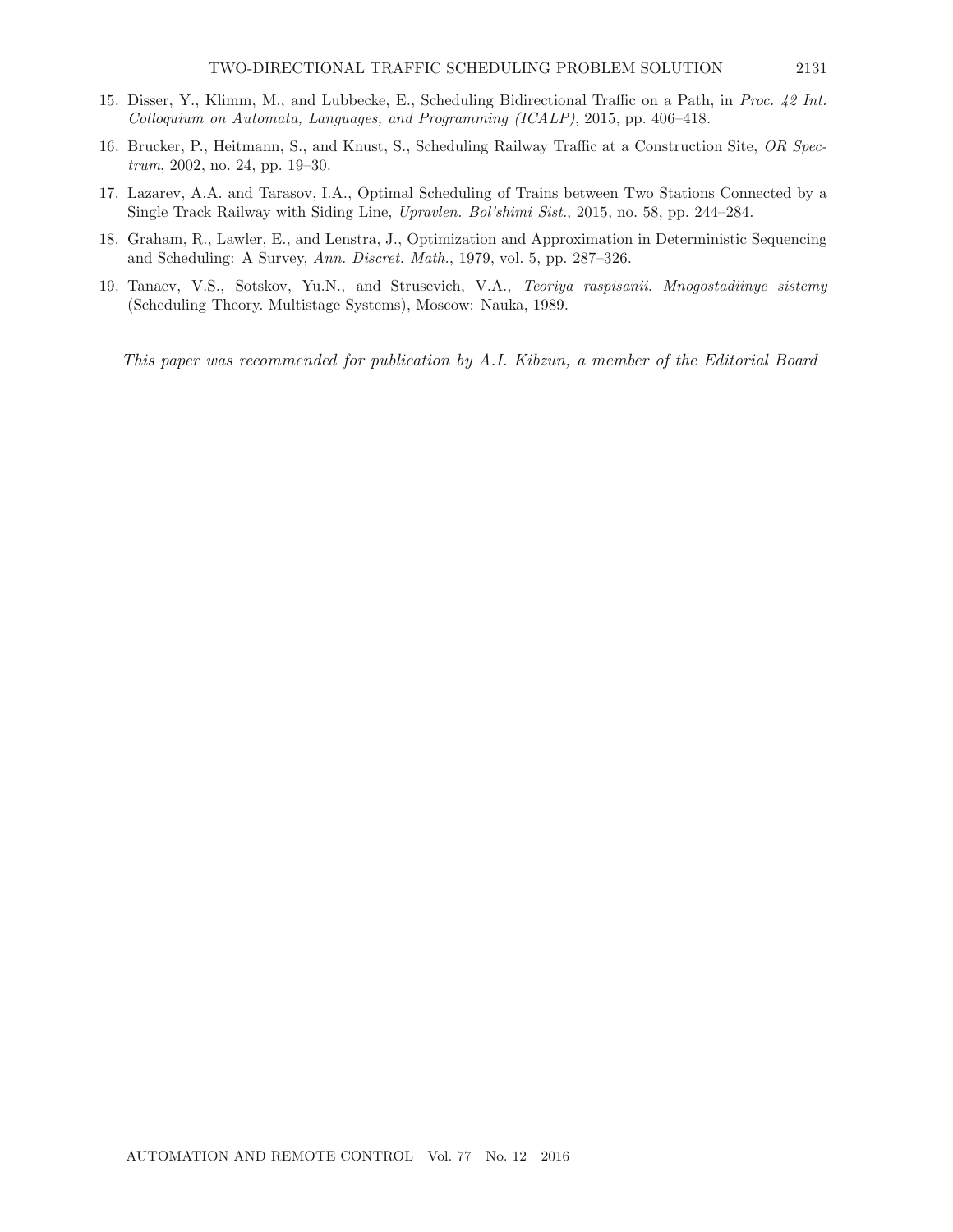15. Disser, Y., Klimm, M., and Lubbecke, E., Scheduling Bidirectional Traffic on a Path, in *Proc. 42 Int. Colloquium on Automata, Languages, and Programming (ICALP)*, 2015, pp. 406–418.

16. Brucker, P., Heitmann, S., and Knust, S., Scheduling Railway Traffic at a Construction Site, *OR Spectrum*, 2002, no. 24, pp. 19–30.

17. Lazarev, A.A. and Tarasov, I.A., Optimal Scheduling of Trains between Two Stations Connected by a Single Track Railway with Siding Line, *Upravlen. Bol'shimi Sist.*, 2015, no. 58, pp. 244–284.

18. Graham, R., Lawler, E., and Lenstra, J., Optimization and Approximation in Deterministic Sequencing and Scheduling: A Survey, *Ann. Discret. Math.*, 1979, vol. 5, pp. 287–326.

19. Tanaev, V.S., Sotskov, Yu.N., and Strusevich, V.A., *Teoriya raspisanii. Mnogostadiinye sistemy* (Scheduling Theory. Multistage Systems), Moscow: Nauka, 1989.

*This paper was recommended for publication by A.I. Kibzun, a member of the Editorial Board*